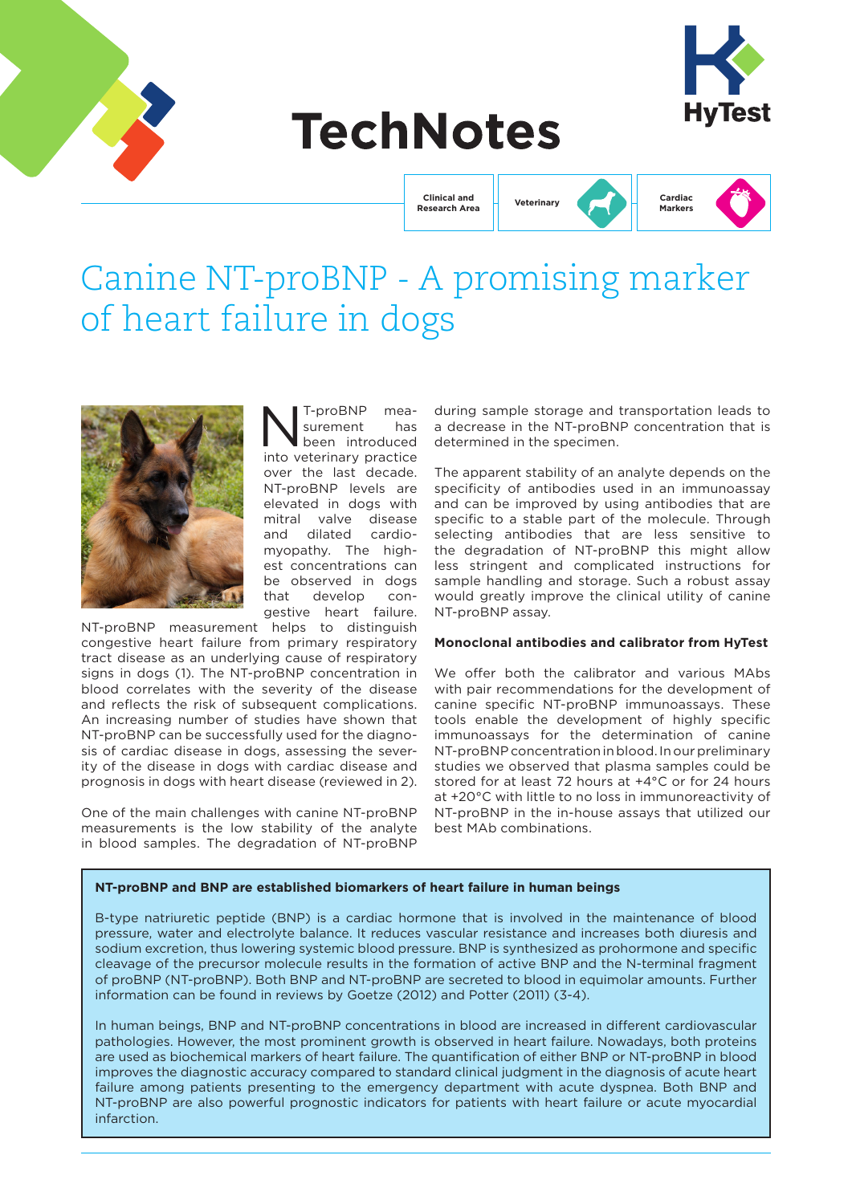# TechNotes

HyTest

Clinical and Research Area | Veterinary | Cardiac Markers

# Canine NT-proBNP - A promising marker of heart failure in dogs

NT-proBNP measurement has been introduced into veterinary practice over the last decade. NT-proBNP levels are elevated in dogs with mitral valve disease and dilated cardiomyopathy. The highest concentrations can be observed in dogs that develop congestive heart failure. NT-proBNP measurement helps to distinguish congestive heart failure from primary respiratory tract disease as an underlying cause of respiratory signs in dogs (1). The NT-proBNP concentration in blood correlates with the severity of the disease and reflects the risk of subsequent complications. An increasing number of studies have shown that NT-proBNP can be successfully used for the diagnosis of cardiac disease in dogs, assessing the severity of the disease in dogs with cardiac disease and prognosis in dogs with heart disease (reviewed in 2).

One of the main challenges with canine NT-proBNP measurements is the low stability of the analyte in blood samples. The degradation of NT-proBNP during sample storage and transportation leads to a decrease in the NT-proBNP concentration that is determined in the specimen.

The apparent stability of an analyte depends on the specificity of antibodies used in an immunoassay and can be improved by using antibodies that are specific to a stable part of the molecule. Through selecting antibodies that are less sensitive to the degradation of NT-proBNP this might allow less stringent and complicated instructions for sample handling and storage. Such a robust assay would greatly improve the clinical utility of canine NT-proBNP assay.

### Monoclonal antibodies and calibrator from HyTest

We offer both the calibrator and various MAbs with pair recommendations for the development of canine specific NT-proBNP immunoassays. These tools enable the development of highly specific immunoassays for the determination of canine NT-proBNP concentration in blood. In our preliminary studies we observed that plasma samples could be stored for at least 72 hours at +4°C or for 24 hours at +20°C with little to no loss in immunoreactivity of NT-proBNP in the in-house assays that utilized our best MAb combinations.

**NT-proBNP and BNP are established biomarkers of heart failure in human beings**

B-type natriuretic peptide (BNP) is a cardiac hormone that is involved in the maintenance of blood pressure, water and electrolyte balance. It reduces vascular resistance and increases both diuresis and sodium excretion, thus lowering systemic blood pressure. BNP is synthesized as prohormone and specific cleavage of the precursor molecule results in the formation of active BNP and the N-terminal fragment of proBNP (NT-proBNP). Both BNP and NT-proBNP are secreted to blood in equimolar amounts. Further information can be found in reviews by Goetze (2012) and Potter (2011) (3-4).

In human beings, BNP and NT-proBNP concentrations in blood are increased in different cardiovascular pathologies. However, the most prominent growth is observed in heart failure. Nowadays, both proteins are used as biochemical markers of heart failure. The quantification of either BNP or NT-proBNP in blood improves the diagnostic accuracy compared to standard clinical judgment in the diagnosis of acute heart failure among patients presenting to the emergency department with acute dyspnea. Both BNP and NT-proBNP are also powerful prognostic indicators for patients with heart failure or acute myocardial infarction.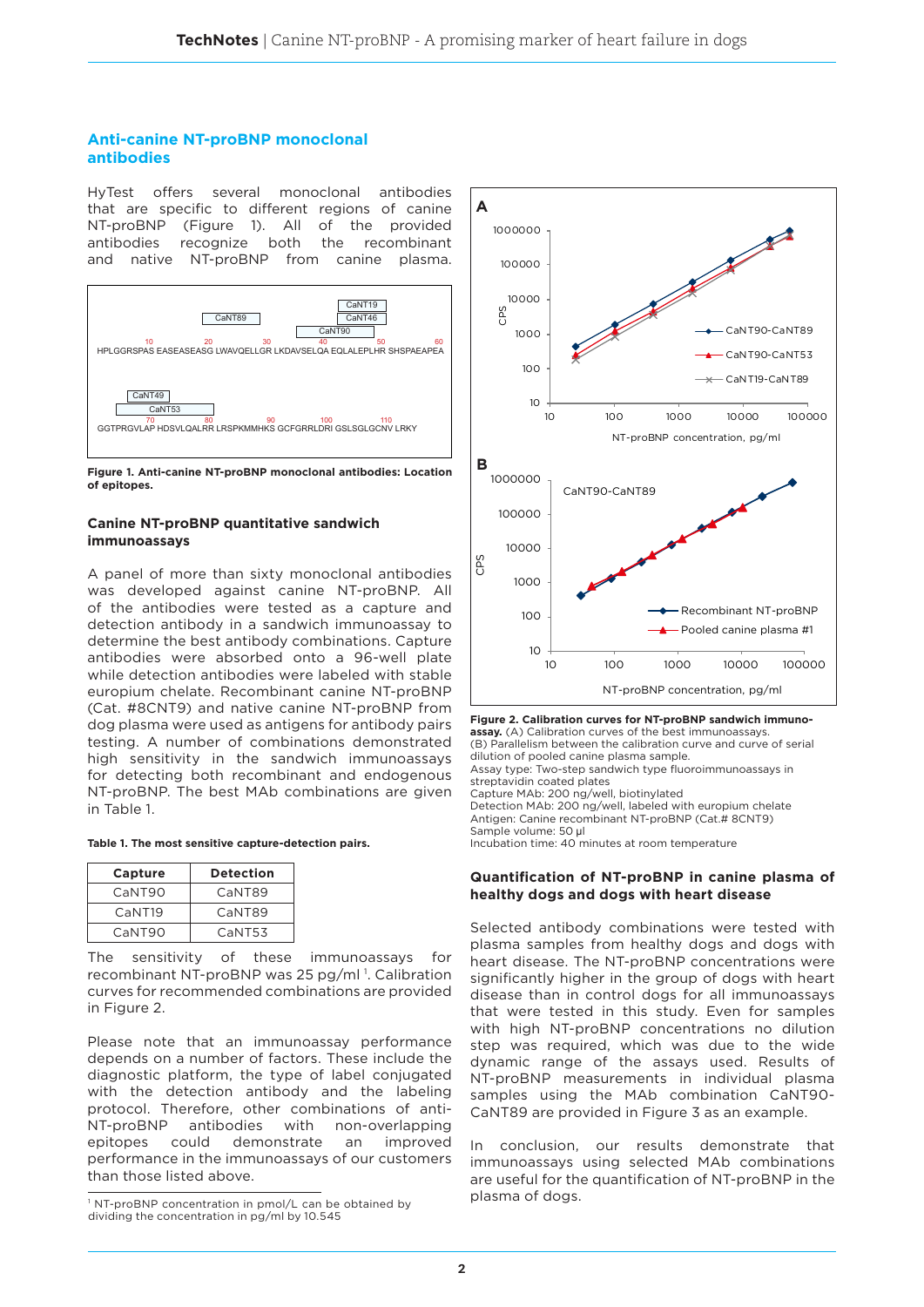## Anti-canine NT-proBNP monoclonal antibodies

HyTest offers several monoclonal antibodies that are specific to different regions of canine NT-proBNP (Figure 1). All of the provided antibodies recognize both the recombinant and native NT-proBNP from canine plasma.

**Figure 1. Anti-canine NT-proBNP monoclonal antibodies: Location of epitopes.**

### Canine NT-proBNP quantitative sandwich immunoassays

A panel of more than sixty monoclonal antibodies was developed against canine NT-proBNP. All of the antibodies were tested as a capture and detection antibody in a sandwich immunoassay to determine the best antibody combinations. Capture antibodies were absorbed onto a 96-well plate while detection antibodies were labeled with stable europium chelate. Recombinant canine NT-proBNP (Cat. #8CNT9) and native canine NT-proBNP from dog plasma were used as antigens for antibody pairs testing. A number of combinations demonstrated high sensitivity in the sandwich immunoassays for detecting both recombinant and endogenous NT-proBNP. The best MAb combinations are given in Table 1.

**Table 1. The most sensitive capture-detection pairs.**

| Capture | Detection |
|---|---|
| CaNT90 | CaNT89 |
| CaNT19 | CaNT89 |
| CaNT90 | CaNT53 |

The sensitivity of these immunoassays for recombinant NT-proBNP was 25 pg/ml [1]. Calibration curves for recommended combinations are provided in Figure 2.

Please note that an immunoassay performance depends on a number of factors. These include the diagnostic platform, the type of label conjugated with the detection antibody and the labeling protocol. Therefore, other combinations of anti-NT-proBNP antibodies with non-overlapping epitopes could demonstrate an improved performance in the immunoassays of our customers than those listed above.

[1] NT-proBNP concentration in pmol/L can be obtained by dividing the concentration in pg/ml by 10.545

**Figure 2. Calibration curves for NT-proBNP sandwich immunoassay.** (A) Calibration curves of the best immunoassays.
(B) Parallelism between the calibration curve and curve of serial dilution of pooled canine plasma sample.
Assay type: Two-step sandwich type fluoroimmunoassays in streptavidin coated plates
Capture MAb: 200 ng/well, biotinylated
Detection MAb: 200 ng/well, labeled with europium chelate
Antigen: Canine recombinant NT-proBNP (Cat.# 8CNT9)
Sample volume: 50 µl
Incubation time: 40 minutes at room temperature

### Quantification of NT-proBNP in canine plasma of healthy dogs and dogs with heart disease

Selected antibody combinations were tested with plasma samples from healthy dogs and dogs with heart disease. The NT-proBNP concentrations were significantly higher in the group of dogs with heart disease than in control dogs for all immunoassays that were tested in this study. Even for samples with high NT-proBNP concentrations no dilution step was required, which was due to the wide dynamic range of the assays used. Results of NT-proBNP measurements in individual plasma samples using the MAb combination CaNT90-CaNT89 are provided in Figure 3 as an example.

In conclusion, our results demonstrate that immunoassays using selected MAb combinations are useful for the quantification of NT-proBNP in the plasma of dogs.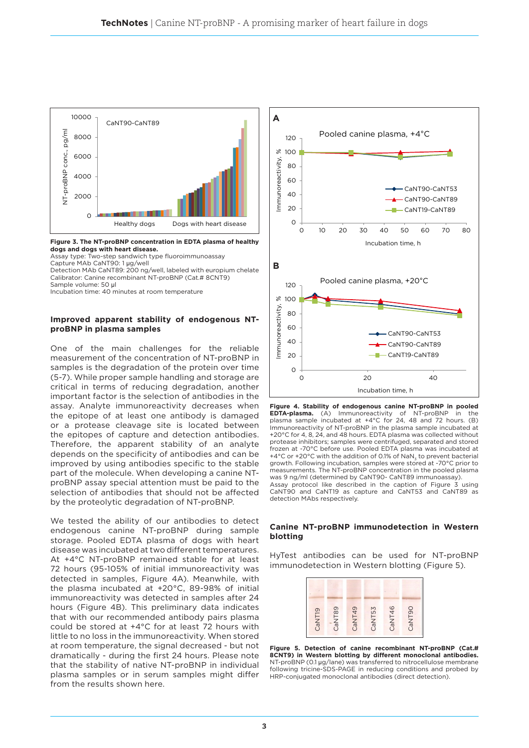**Figure 3. The NT-proBNP concentration in EDTA plasma of healthy dogs and dogs with heart disease.**
Assay type: Two-step sandwich type fluoroimmunoassay
Capture MAb CaNT90: 1 µg/well
Detection MAb CaNT89: 200 ng/well, labeled with europium chelate
Calibrator: Canine recombinant NT-proBNP (Cat.# 8CNT9)
Sample volume: 50 µl
Incubation time: 40 minutes at room temperature

## Improved apparent stability of endogenous NT-proBNP in plasma samples

One of the main challenges for the reliable measurement of the concentration of NT-proBNP in samples is the degradation of the protein over time (5-7). While proper sample handling and storage are critical in terms of reducing degradation, another important factor is the selection of antibodies in the assay. Analyte immunoreactivity decreases when the epitope of at least one antibody is damaged or a protease cleavage site is located between the epitopes of capture and detection antibodies. Therefore, the apparent stability of an analyte depends on the specificity of antibodies and can be improved by using antibodies specific to the stable part of the molecule. When developing a canine NT-proBNP assay special attention must be paid to the selection of antibodies that should not be affected by the proteolytic degradation of NT-proBNP.

We tested the ability of our antibodies to detect endogenous canine NT-proBNP during sample storage. Pooled EDTA plasma of dogs with heart disease was incubated at two different temperatures. At +4°C NT-proBNP remained stable for at least 72 hours (95-105% of initial immunoreactivity was detected in samples, Figure 4A). Meanwhile, with the plasma incubated at +20°C, 89-98% of initial immunoreactivity was detected in samples after 24 hours (Figure 4B). This preliminary data indicates that with our recommended antibody pairs plasma could be stored at +4°C for at least 72 hours with little to no loss in the immunoreactivity. When stored at room temperature, the signal decreased - but not dramatically - during the first 24 hours. Please note that the stability of native NT-proBNP in individual plasma samples or in serum samples might differ from the results shown here.

**Figure 4. Stability of endogenous canine NT-proBNP in pooled EDTA-plasma.** (A) Immunoreactivity of NT-proBNP in the plasma sample incubated at +4°C for 24, 48 and 72 hours. (B) Immunoreactivity of NT-proBNP in the plasma sample incubated at +20°C for 4, 8, 24, and 48 hours. EDTA plasma was collected without protease inhibitors; samples were centrifuged, separated and stored frozen at -70°C before use. Pooled EDTA plasma was incubated at +4°C or +20°C with the addition of 0.1% of $NaN_3$ to prevent bacterial growth. Following incubation, samples were stored at -70°C prior to measurements. The NT-proBNP concentration in the pooled plasma was 9 ng/ml (determined by CaNT90- CaNT89 immunoassay).
Assay protocol like described in the caption of Figure 3 using CaNT90 and CaNT19 as capture and CaNT53 and CaNT89 as detection MAbs respectively.

## Canine NT-proBNP immunodetection in Western blotting

HyTest antibodies can be used for NT-proBNP immunodetection in Western blotting (Figure 5).

**Figure 5. Detection of canine recombinant NT-proBNP (Cat.# 8CNT9) in Western blotting by different monoclonal antibodies.** NT-proBNP (0.1 µg/lane) was transferred to nitrocellulose membrane following tricine-SDS-PAGE in reducing conditions and probed by HRP-conjugated monoclonal antibodies (direct detection).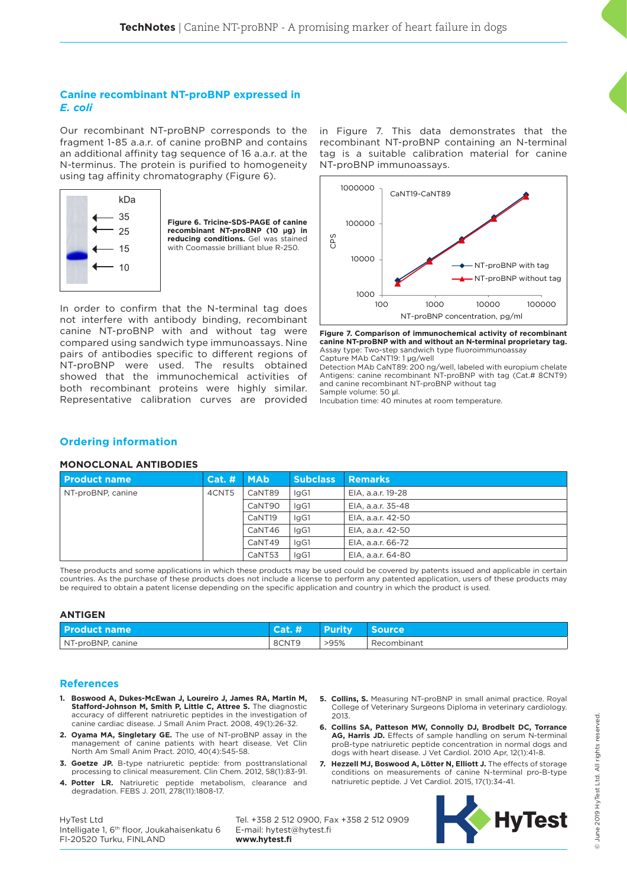## Canine recombinant NT-proBNP expressed in *E. coli*

Our recombinant NT-proBNP corresponds to the fragment 1-85 a.a.r. of canine proBNP and contains an additional affinity tag sequence of 16 a.a.r. at the N-terminus. The protein is purified to homogeneity using tag affinity chromatography (Figure 6).

kDa
35
25
15
10

**Figure 6. Tricine-SDS-PAGE of canine recombinant NT-proBNP (10 µg) in reducing conditions.** Gel was stained with Coomassie brilliant blue R-250.

In order to confirm that the N-terminal tag does not interfere with antibody binding, recombinant canine NT-proBNP with and without tag were compared using sandwich type immunoassays. Nine pairs of antibodies specific to different regions of NT-proBNP were used. The results obtained showed that the immunochemical activities of both recombinant proteins were highly similar. Representative calibration curves are provided in Figure 7. This data demonstrates that the recombinant NT-proBNP containing an N-terminal tag is a suitable calibration material for canine NT-proBNP immunoassays.

CaNT19-CaNT89
CPS
1000000
100000
10000
1000
100
1000
10000
100000
NT-proBNP concentration, pg/ml
NT-proBNP with tag
NT-proBNP without tag

**Figure 7. Comparison of immunochemical activity of recombinant canine NT-proBNP with and without an N-terminal proprietary tag.**
Assay type: Two-step sandwich type fluoroimmunoassay
Capture MAb CaNT19: 1 µg/well
Detection MAb CaNT89: 200 ng/well, labeled with europium chelate
Antigens: canine recombinant NT-proBNP with tag (Cat.# 8CNT9) and canine recombinant NT-proBNP without tag
Sample volume: 50 µl.
Incubation time: 40 minutes at room temperature.

## Ordering information

### MONOCLONAL ANTIBODIES

| Product name | Cat. # | MAb | Subclass | Remarks |
|---|---|---|---|---|
| NT-proBNP, canine | 4CNT5 | CaNT89 | IgG1 | EIA, a.a.r. 19-28 |
| | | CaNT90 | IgG1 | EIA, a.a.r. 35-48 |
| | | CaNT19 | IgG1 | EIA, a.a.r. 42-50 |
| | | CaNT46 | IgG1 | EIA, a.a.r. 42-50 |
| | | CaNT49 | IgG1 | EIA, a.a.r. 66-72 |
| | | CaNT53 | IgG1 | EIA, a.a.r. 64-80 |

These products and some applications in which these products may be used could be covered by patents issued and applicable in certain countries. As the purchase of these products does not include a license to perform any patented application, users of these products may be required to obtain a patent license depending on the specific application and country in which the product is used.

### ANTIGEN

| Product name | Cat. # | Purity | Source |
|---|---|---|---|
| NT-proBNP, canine | 8CNT9 | >95% | Recombinant |

## References

1. **Boswood A, Dukes-McEwan J, Loureiro J, James RA, Martin M, Stafford-Johnson M, Smith P, Little C, Attree S.** The diagnostic accuracy of different natriuretic peptides in the investigation of canine cardiac disease. J Small Anim Pract. 2008, 49(1):26-32.
2. **Oyama MA, Singletary GE.** The use of NT-proBNP assay in the management of canine patients with heart disease. Vet Clin North Am Small Anim Pract. 2010, 40(4):545-58.
3. **Goetze JP.** B-type natriuretic peptide: from posttranslational processing to clinical measurement. Clin Chem. 2012, 58(1):83-91.
4. **Potter LR.** Natriuretic peptide metabolism, clearance and degradation. FEBS J. 2011, 278(11):1808-17.
5. **Collins, S.** Measuring NT-proBNP in small animal practice. Royal College of Veterinary Surgeons Diploma in veterinary cardiology. 2013.
6. **Collins SA, Patteson MW, Connolly DJ, Brodbelt DC, Torrance AG, Harris JD.** Effects of sample handling on serum N-terminal proB-type natriuretic peptide concentration in normal dogs and dogs with heart disease. J Vet Cardiol. 2010 Apr, 12(1):41-8.
7. **Hezzell MJ, Boswood A, Lötter N, Elliott J.** The effects of storage conditions on measurements of canine N-terminal pro-B-type natriuretic peptide. J Vet Cardiol. 2015, 17(1):34-41.

HyTest Ltd
Intelligate 1, 6th floor, Joukahaisenkatu 6
FI-20520 Turku, FINLAND

Tel. +358 2 512 0900, Fax +358 2 512 0909
E-mail: hytest@hytest.fi
**www.hytest.fi**

© June 2019 HyTest Ltd. All rights reserved.